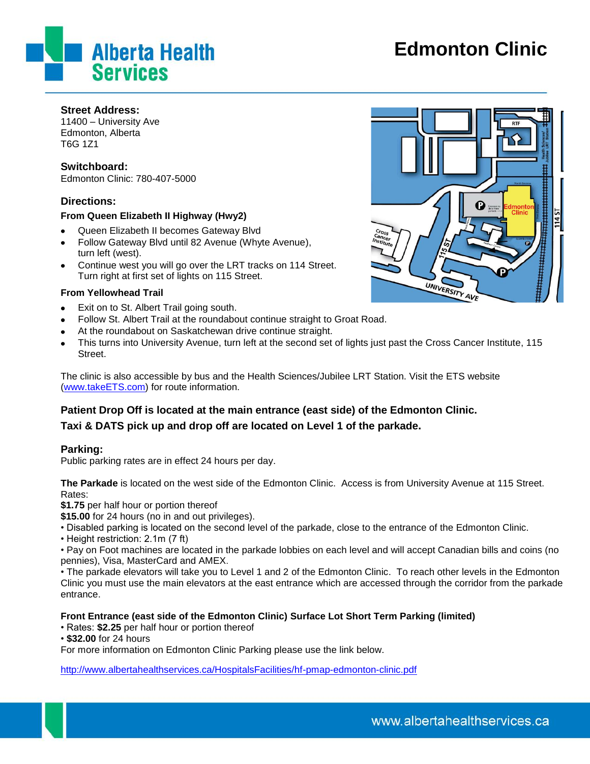# Edmonton Clinic

Alberta Health Services

**Street Address:**
11400 – University Ave
Edmonton, Alberta
T6G 1Z1

**Switchboard:**
Edmonton Clinic: 780-407-5000

## Directions:

**From Queen Elizabeth II Highway (Hwy2)**

- Queen Elizabeth II becomes Gateway Blvd
- Follow Gateway Blvd until 82 Avenue (Whyte Avenue), turn left (west).
- Continue west you will go over the LRT tracks on 114 Street. Turn right at first set of lights on 115 Street.

**From Yellowhead Trail**

- Exit on to St. Albert Trail going south.
- Follow St. Albert Trail at the roundabout continue straight to Groat Road.
- At the roundabout on Saskatchewan drive continue straight.
- This turns into University Avenue, turn left at the second set of lights just past the Cross Cancer Institute, 115 Street.

The clinic is also accessible by bus and the Health Sciences/Jubilee LRT Station. Visit the ETS website (www.takeETS.com) for route information.

**Patient Drop Off is located at the main entrance (east side) of the Edmonton Clinic.**

**Taxi & DATS pick up and drop off are located on Level 1 of the parkade.**

## Parking:

Public parking rates are in effect 24 hours per day.

**The Parkade** is located on the west side of the Edmonton Clinic. Access is from University Avenue at 115 Street.
Rates:
**$1.75** per half hour or portion thereof
**$15.00** for 24 hours (no in and out privileges).
• Disabled parking is located on the second level of the parkade, close to the entrance of the Edmonton Clinic.
• Height restriction: 2.1m (7 ft)
• Pay on Foot machines are located in the parkade lobbies on each level and will accept Canadian bills and coins (no pennies), Visa, MasterCard and AMEX.
• The parkade elevators will take you to Level 1 and 2 of the Edmonton Clinic. To reach other levels in the Edmonton Clinic you must use the main elevators at the east entrance which are accessed through the corridor from the parkade entrance.

**Front Entrance (east side of the Edmonton Clinic) Surface Lot Short Term Parking (limited)**
• Rates: **$2.25** per half hour or portion thereof
• **$32.00** for 24 hours
For more information on Edmonton Clinic Parking please use the link below.

http://www.albertahealthservices.ca/HospitalsFacilities/hf-pmap-edmonton-clinic.pdf

www.albertahealthservices.ca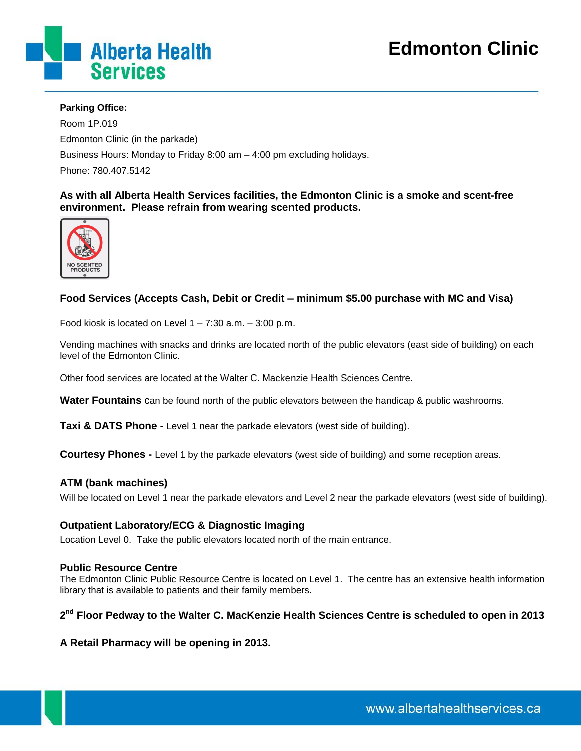**Parking Office:**

Room 1P.019

Edmonton Clinic (in the parkade)

Business Hours: Monday to Friday 8:00 am – 4:00 pm excluding holidays.

Phone: 780.407.5142

**As with all Alberta Health Services facilities, the Edmonton Clinic is a smoke and scent-free environment. Please refrain from wearing scented products.**

NO SCENTED PRODUCTS

**Food Services (Accepts Cash, Debit or Credit – minimum $5.00 purchase with MC and Visa)**

Food kiosk is located on Level 1 – 7:30 a.m. – 3:00 p.m.

Vending machines with snacks and drinks are located north of the public elevators (east side of building) on each level of the Edmonton Clinic.

Other food services are located at the Walter C. Mackenzie Health Sciences Centre.

**Water Fountains** can be found north of the public elevators between the handicap & public washrooms.

**Taxi & DATS Phone -** Level 1 near the parkade elevators (west side of building).

**Courtesy Phones -** Level 1 by the parkade elevators (west side of building) and some reception areas.

**ATM (bank machines)**

Will be located on Level 1 near the parkade elevators and Level 2 near the parkade elevators (west side of building).

**Outpatient Laboratory/ECG & Diagnostic Imaging**

Location Level 0. Take the public elevators located north of the main entrance.

**Public Resource Centre**

The Edmonton Clinic Public Resource Centre is located on Level 1. The centre has an extensive health information library that is available to patients and their family members.

**2nd Floor Pedway to the Walter C. MacKenzie Health Sciences Centre is scheduled to open in 2013**

**A Retail Pharmacy will be opening in 2013.**